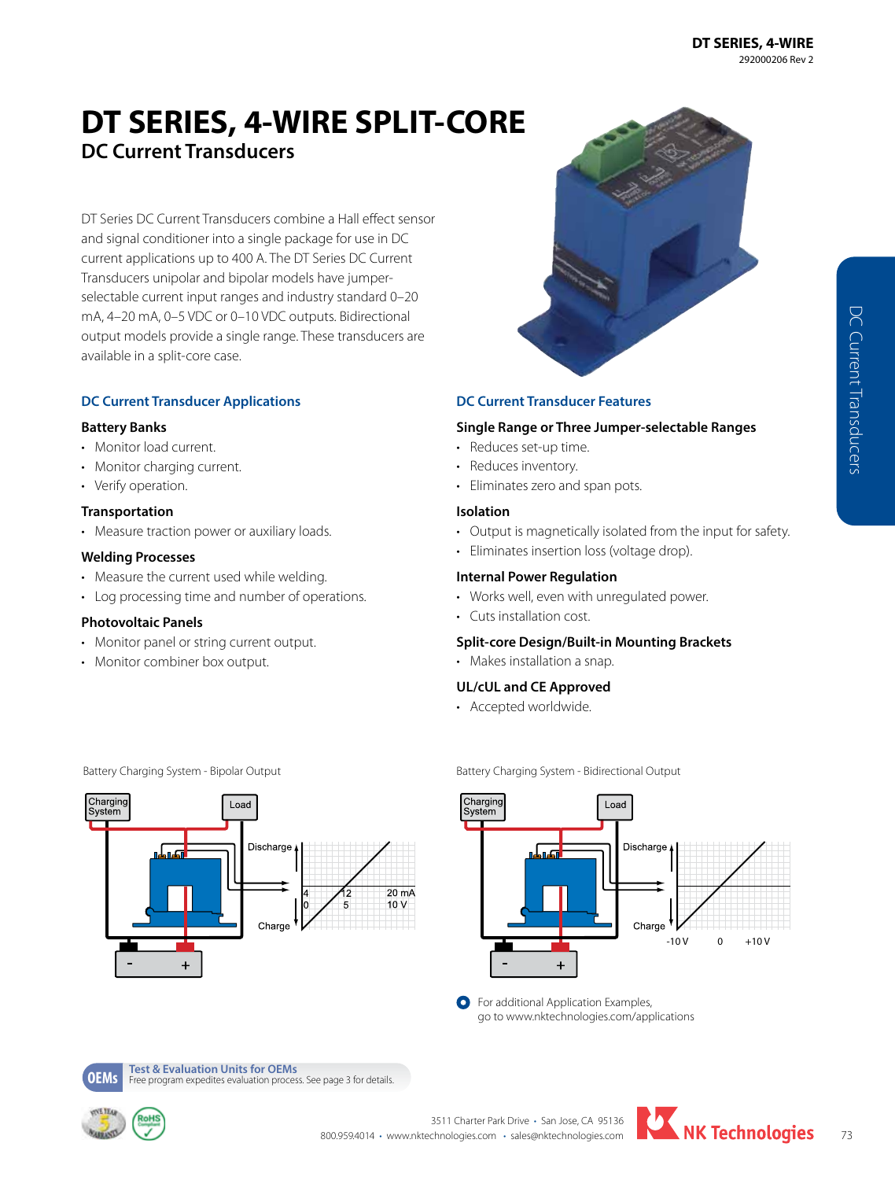# DT SERIES, 4-WIRE SPLIT-CORE

## DC Current Transducers

DT Series DC Current Transducers combine a Hall effect sensor and signal conditioner into a single package for use in DC current applications up to 400 A. The DT Series DC Current Transducers unipolar and bipolar models have jumper-selectable current input ranges and industry standard 0–20 mA, 4–20 mA, 0–5 VDC or 0–10 VDC outputs. Bidirectional output models provide a single range. These transducers are available in a split-core case.

### DC Current Transducer Applications

**Battery Banks**

- Monitor load current.
- Monitor charging current.
- Verify operation.

**Transportation**

- Measure traction power or auxiliary loads.

**Welding Processes**

- Measure the current used while welding.
- Log processing time and number of operations.

**Photovoltaic Panels**

- Monitor panel or string current output.
- Monitor combiner box output.

### DC Current Transducer Features

**Single Range or Three Jumper-selectable Ranges**

- Reduces set-up time.
- Reduces inventory.
- Eliminates zero and span pots.

**Isolation**

- Output is magnetically isolated from the input for safety.
- Eliminates insertion loss (voltage drop).

**Internal Power Regulation**

- Works well, even with unregulated power.
- Cuts installation cost.

**Split-core Design/Built-in Mounting Brackets**

- Makes installation a snap.

**UL/cUL and CE Approved**

- Accepted worldwide.

Battery Charging System - Bipolar Output

Charging System | Load | Discharge | Charge | 4 | 12 | 20 mA | 0 | 5 | 10 V | - | +

Battery Charging System - Bidirectional Output

Charging System | Load | Discharge | Charge | -10 V | 0 | +10 V | - | +

For additional Application Examples, go to www.nktechnologies.com/applications

**OEMs** Test & Evaluation Units for OEMs
Free program expedites evaluation process. See page 3 for details.

3511 Charter Park Drive • San Jose, CA 95136
800.959.4014 • www.nktechnologies.com • sales@nktechnologies.com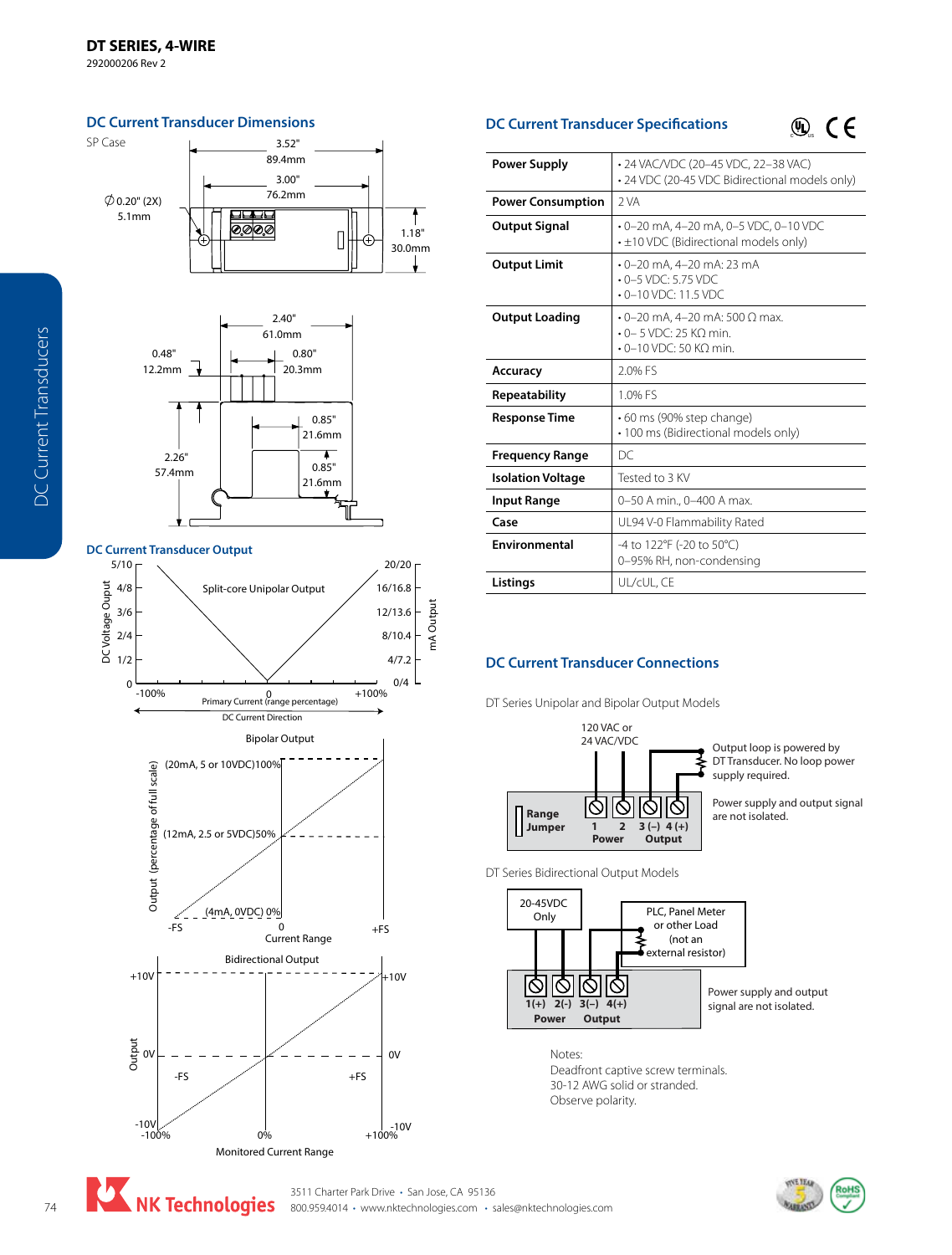## DC Current Transducer Dimensions

SP Case

## DC Current Transducer Output

## DC Current Transducer Specifications

| | |
|---|---|
| **Power Supply** | • 24 VAC/VDC (20–45 VDC, 22–38 VAC)<br>• 24 VDC (20-45 VDC Bidirectional models only) |
| **Power Consumption** | 2 VA |
| **Output Signal** | • 0–20 mA, 4–20 mA, 0-5 VDC, 0–10 VDC<br>• ±10 VDC (Bidirectional models only) |
| **Output Limit** | • 0–20 mA, 4–20 mA: 23 mA<br>• 0–5 VDC: 5.75 VDC<br>• 0–10 VDC: 11.5 VDC |
| **Output Loading** | • 0–20 mA, 4–20 mA: 500 Ω max.<br>• 0– 5 VDC: 25 KΩ min.<br>• 0–10 VDC: 50 KΩ min. |
| **Accuracy** | 2.0% FS |
| **Repeatability** | 1.0% FS |
| **Response Time** | • 60 ms (90% step change)<br>• 100 ms (Bidirectional models only) |
| **Frequency Range** | DC |
| **Isolation Voltage** | Tested to 3 KV |
| **Input Range** | 0–50 A min., 0–400 A max. |
| **Case** | UL94 V-0 Flammability Rated |
| **Environmental** | -4 to 122°F (-20 to 50°C)<br>0–95% RH, non-condensing |
| **Listings** | UL/cUL, CE |

## DC Current Transducer Connections

DT Series Unipolar and Bipolar Output Models

Output loop is powered by DT Transducer. No loop power supply required.

Power supply and output signal are not isolated.

DT Series Bidirectional Output Models

Power supply and output signal are not isolated.

Notes:
Deadfront captive screw terminals.
30-12 AWG solid or stranded.
Observe polarity.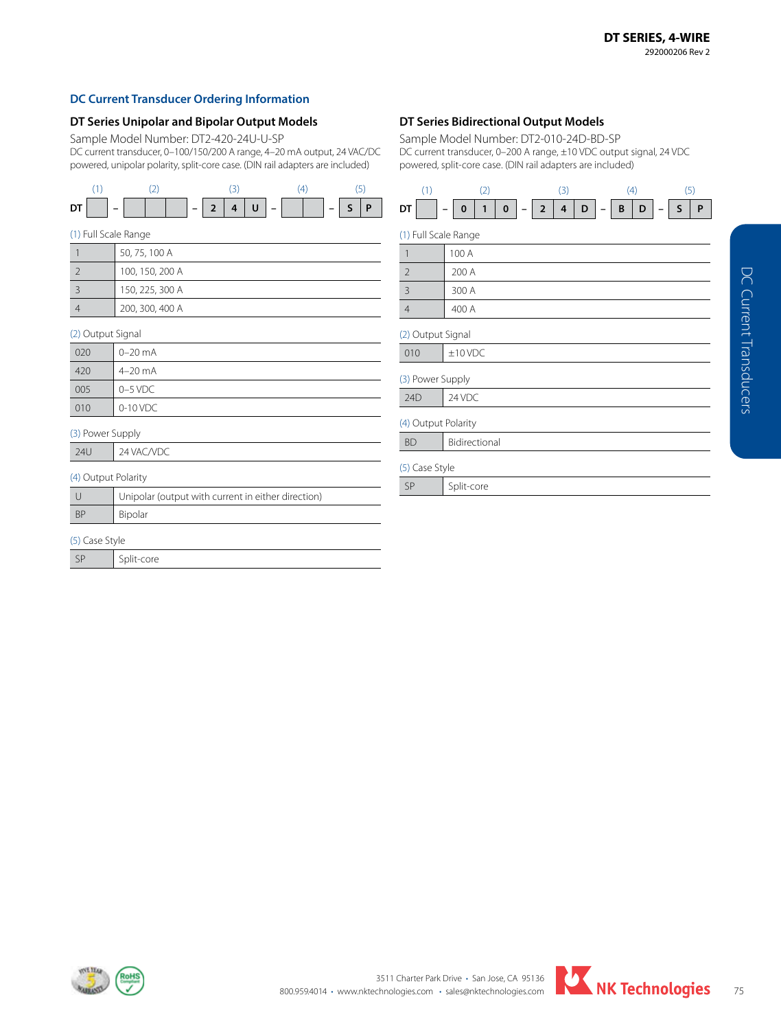## DC Current Transducer Ordering Information

### DT Series Unipolar and Bipolar Output Models

Sample Model Number: DT2-420-24U-U-SP

DC current transducer, 0–100/150/200 A range, 4–20 mA output, 24 VAC/DC powered, unipolar polarity, split-core case. (DIN rail adapters are included)

| | (1) | | (2) | | | | (3) | | | | (4) | | | (5) | |
|---|---|---|---|---|---|---|---|---|---|---|---|---|---|---|---|
| DT | | – | | | | – | 2 | 4 | U | – | | | – | S | P |

(1) Full Scale Range

| | |
|---|---|
| 1 | 50, 75, 100 A |
| 2 | 100, 150, 200 A |
| 3 | 150, 225, 300 A |
| 4 | 200, 300, 400 A |

(2) Output Signal

| | |
|---|---|
| 020 | 0–20 mA |
| 420 | 4–20 mA |
| 005 | 0–5 VDC |
| 010 | 0-10 VDC |

(3) Power Supply

| | |
|---|---|
| 24U | 24 VAC/VDC |

(4) Output Polarity

| | |
|---|---|
| U | Unipolar (output with current in either direction) |
| BP | Bipolar |

(5) Case Style

| | |
|---|---|
| SP | Split-core |

### DT Series Bidirectional Output Models

Sample Model Number: DT2-010-24D-BD-SP

DC current transducer, 0–200 A range, ±10 VDC output signal, 24 VDC powered, split-core case. (DIN rail adapters are included)

| | (1) | | (2) | | | | (3) | | | | (4) | | | (5) | |
|---|---|---|---|---|---|---|---|---|---|---|---|---|---|---|---|
| DT | | – | 0 | 1 | 0 | – | 2 | 4 | D | – | B | D | – | S | P |

(1) Full Scale Range

| | |
|---|---|
| 1 | 100 A |
| 2 | 200 A |
| 3 | 300 A |
| 4 | 400 A |

(2) Output Signal

| | |
|---|---|
| 010 | ±10 VDC |

(3) Power Supply

| | |
|---|---|
| 24D | 24 VDC |

(4) Output Polarity

| | |
|---|---|
| BD | Bidirectional |

(5) Case Style

| | |
|---|---|
| SP | Split-core |